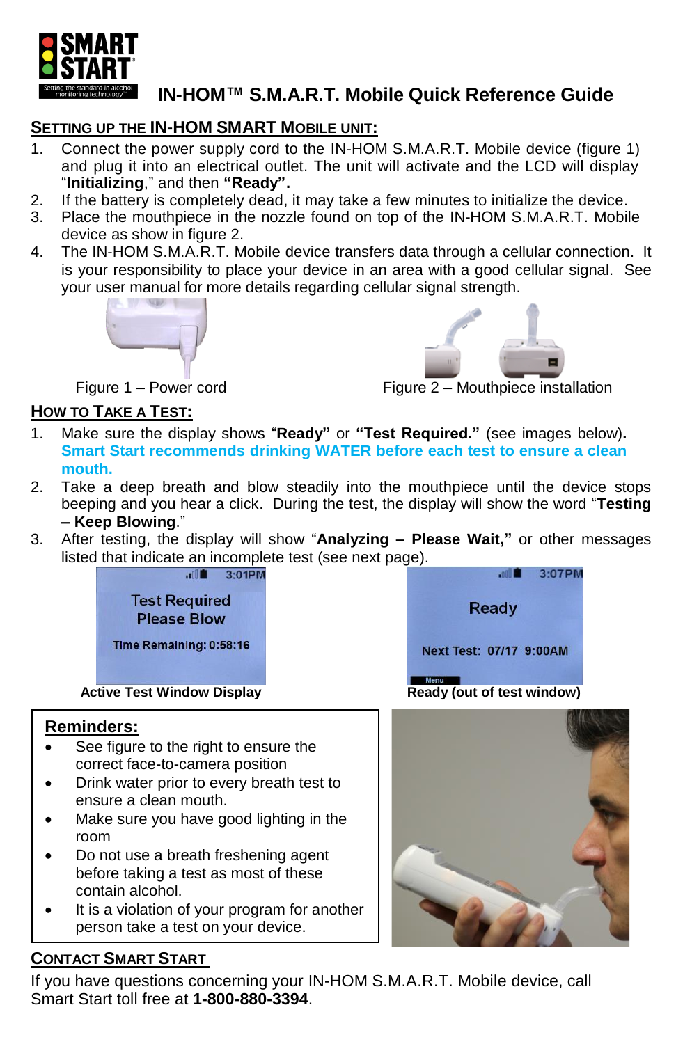# IN-HOM™ S.M.A.R.T. Mobile Quick Reference Guide

## SETTING UP THE IN-HOM SMART MOBILE UNIT:

1. Connect the power supply cord to the IN-HOM S.M.A.R.T. Mobile device (figure 1) and plug it into an electrical outlet. The unit will activate and the LCD will display "**Initializing**," and then **"Ready".**
2. If the battery is completely dead, it may take a few minutes to initialize the device.
3. Place the mouthpiece in the nozzle found on top of the IN-HOM S.M.A.R.T. Mobile device as show in figure 2.
4. The IN-HOM S.M.A.R.T. Mobile device transfers data through a cellular connection. It is your responsibility to place your device in an area with a good cellular signal. See your user manual for more details regarding cellular signal strength.

Figure 1 – Power cord

Figure 2 – Mouthpiece installation

## HOW TO TAKE A TEST:

1. Make sure the display shows "**Ready"** or **"Test Required."** (see images below)**.** **Smart Start recommends drinking WATER before each test to ensure a clean mouth.**
2. Take a deep breath and blow steadily into the mouthpiece until the device stops beeping and you hear a click. During the test, the display will show the word "**Testing – Keep Blowing**."
3. After testing, the display will show "**Analyzing – Please Wait,"** or other messages listed that indicate an incomplete test (see next page).

3:01PM
Test Required
Please Blow
Time Remaining: 0:58:16

**Active Test Window Display**

3:07PM
Ready
Next Test: 07/17 9:00AM
Menu

**Ready (out of test window)**

### Reminders:

- See figure to the right to ensure the correct face-to-camera position
- Drink water prior to every breath test to ensure a clean mouth.
- Make sure you have good lighting in the room
- Do not use a breath freshening agent before taking a test as most of these contain alcohol.
- It is a violation of your program for another person take a test on your device.

## CONTACT SMART START

If you have questions concerning your IN-HOM S.M.A.R.T. Mobile device, call Smart Start toll free at **1-800-880-3394**.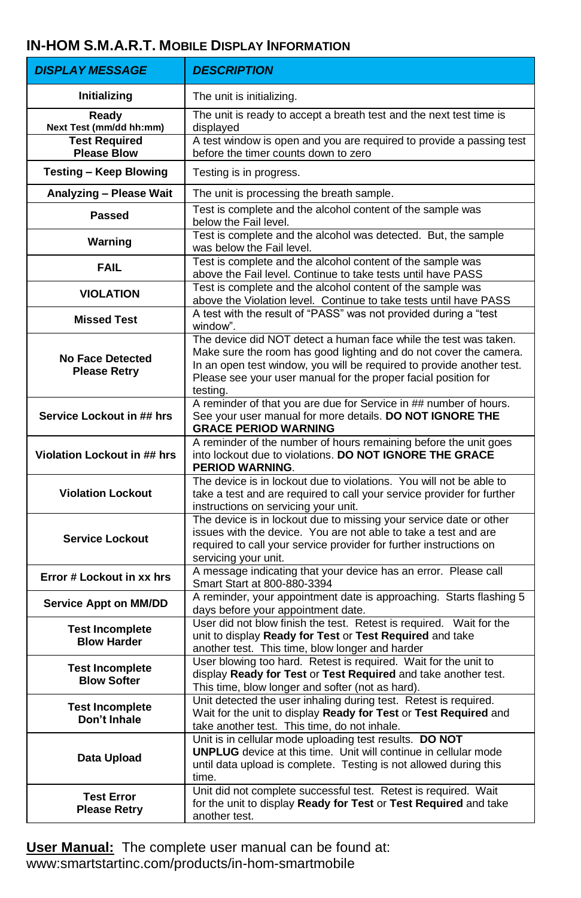## IN-HOM S.M.A.R.T. MOBILE DISPLAY INFORMATION

| *DISPLAY MESSAGE* | *DESCRIPTION* |
|---|---|
| **Initializing** | The unit is initializing. |
| **Ready**<br>**Next Test (mm/dd hh:mm)** | The unit is ready to accept a breath test and the next test time is displayed |
| **Test Required**<br>**Please Blow** | A test window is open and you are required to provide a passing test before the timer counts down to zero |
| **Testing – Keep Blowing** | Testing is in progress. |
| **Analyzing – Please Wait** | The unit is processing the breath sample. |
| **Passed** | Test is complete and the alcohol content of the sample was below the Fail level. |
| **Warning** | Test is complete and the alcohol was detected. But, the sample was below the Fail level. |
| **FAIL** | Test is complete and the alcohol content of the sample was above the Fail level. Continue to take tests until have PASS |
| **VIOLATION** | Test is complete and the alcohol content of the sample was above the Violation level. Continue to take tests until have PASS |
| **Missed Test** | A test with the result of "PASS" was not provided during a "test window". |
| **No Face Detected**<br>**Please Retry** | The device did NOT detect a human face while the test was taken. Make sure the room has good lighting and do not cover the camera. In an open test window, you will be required to provide another test. Please see your user manual for the proper facial position for testing. |
| **Service Lockout in ## hrs** | A reminder of that you are due for Service in ## number of hours. See your user manual for more details. **DO NOT IGNORE THE GRACE PERIOD WARNING** |
| **Violation Lockout in ## hrs** | A reminder of the number of hours remaining before the unit goes into lockout due to violations. **DO NOT IGNORE THE GRACE PERIOD WARNING**. |
| **Violation Lockout** | The device is in lockout due to violations. You will not be able to take a test and are required to call your service provider for further instructions on servicing your unit. |
| **Service Lockout** | The device is in lockout due to missing your service date or other issues with the device. You are not able to take a test and are required to call your service provider for further instructions on servicing your unit. |
| **Error # Lockout in xx hrs** | A message indicating that your device has an error. Please call Smart Start at 800-880-3394 |
| **Service Appt on MM/DD** | A reminder, your appointment date is approaching. Starts flashing 5 days before your appointment date. |
| **Test Incomplete**<br>**Blow Harder** | User did not blow finish the test. Retest is required. Wait for the unit to display **Ready for Test** or **Test Required** and take another test. This time, blow longer and harder |
| **Test Incomplete**<br>**Blow Softer** | User blowing too hard. Retest is required. Wait for the unit to display **Ready for Test** or **Test Required** and take another test. This time, blow longer and softer (not as hard). |
| **Test Incomplete**<br>**Don't Inhale** | Unit detected the user inhaling during test. Retest is required. Wait for the unit to display **Ready for Test** or **Test Required** and take another test. This time, do not inhale. |
| **Data Upload** | Unit is in cellular mode uploading test results. **DO NOT UNPLUG** device at this time. Unit will continue in cellular mode until data upload is complete. Testing is not allowed during this time. |
| **Test Error**<br>**Please Retry** | Unit did not complete successful test. Retest is required. Wait for the unit to display **Ready for Test** or **Test Required** and take another test. |

**User Manual:** The complete user manual can be found at: www:smartstartinc.com/products/in-hom-smartmobile